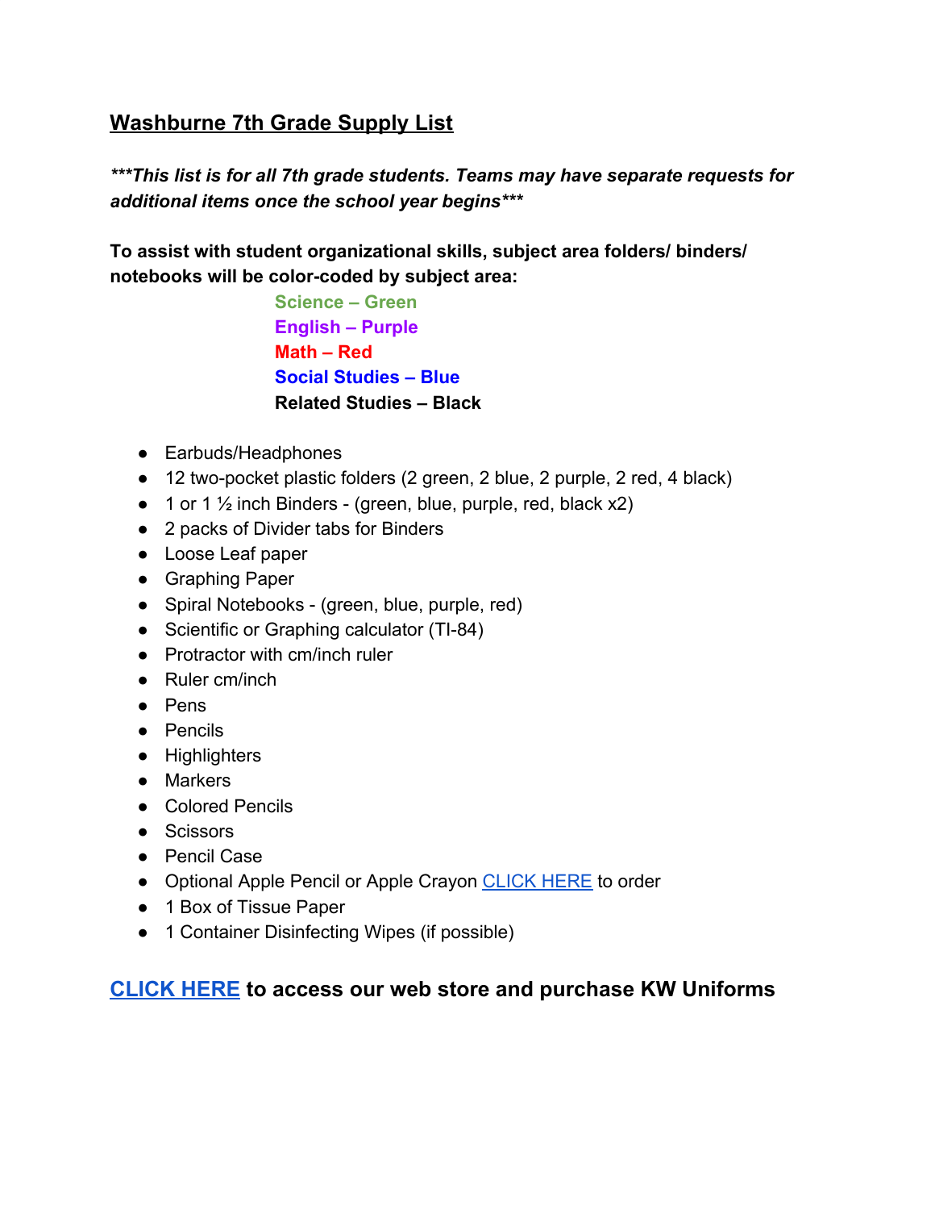# Washburne 7th Grade Supply List

***\*\*\*This list is for all 7th grade students. Teams may have separate requests for additional items once the school year begins\*\*\****

**To assist with student organizational skills, subject area folders/ binders/ notebooks will be color-coded by subject area:**

**Science – Green**
**English – Purple**
**Math – Red**
**Social Studies – Blue**
**Related Studies – Black**

- Earbuds/Headphones
- 12 two-pocket plastic folders (2 green, 2 blue, 2 purple, 2 red, 4 black)
- 1 or 1 ½ inch Binders - (green, blue, purple, red, black x2)
- 2 packs of Divider tabs for Binders
- Loose Leaf paper
- Graphing Paper
- Spiral Notebooks - (green, blue, purple, red)
- Scientific or Graphing calculator (TI-84)
- Protractor with cm/inch ruler
- Ruler cm/inch
- Pens
- Pencils
- Highlighters
- Markers
- Colored Pencils
- Scissors
- Pencil Case
- Optional Apple Pencil or Apple Crayon CLICK HERE to order
- 1 Box of Tissue Paper
- 1 Container Disinfecting Wipes (if possible)

## CLICK HERE to access our web store and purchase KW Uniforms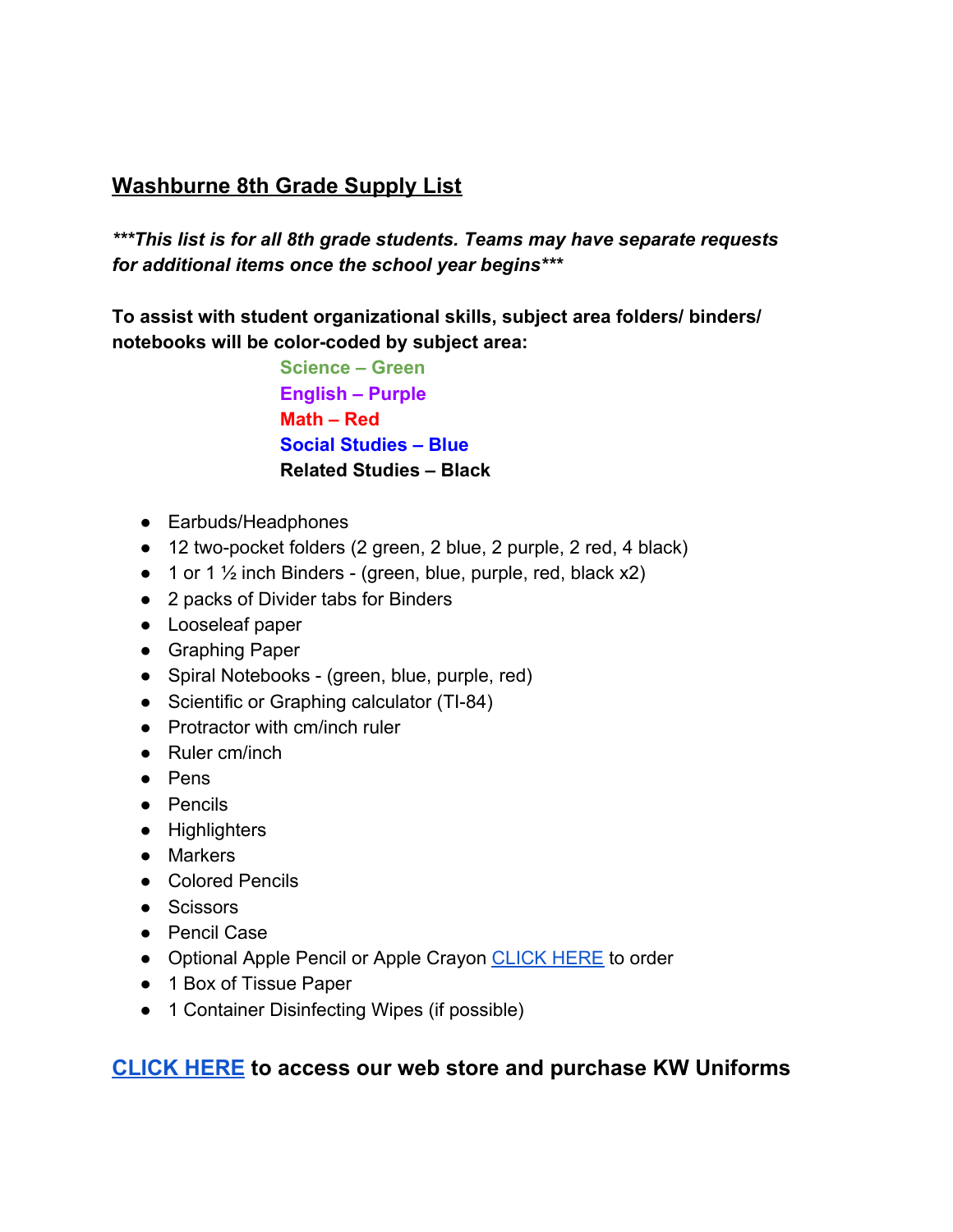## Washburne 8th Grade Supply List

***\*\*\*This list is for all 8th grade students. Teams may have separate requests for additional items once the school year begins\*\*\****

**To assist with student organizational skills, subject area folders/ binders/ notebooks will be color-coded by subject area:**

**Science – Green**
**English – Purple**
**Math – Red**
**Social Studies – Blue**
**Related Studies – Black**

- Earbuds/Headphones
- 12 two-pocket folders (2 green, 2 blue, 2 purple, 2 red, 4 black)
- 1 or 1 ½ inch Binders - (green, blue, purple, red, black x2)
- 2 packs of Divider tabs for Binders
- Looseleaf paper
- Graphing Paper
- Spiral Notebooks - (green, blue, purple, red)
- Scientific or Graphing calculator (TI-84)
- Protractor with cm/inch ruler
- Ruler cm/inch
- Pens
- Pencils
- Highlighters
- Markers
- Colored Pencils
- Scissors
- Pencil Case
- Optional Apple Pencil or Apple Crayon CLICK HERE to order
- 1 Box of Tissue Paper
- 1 Container Disinfecting Wipes (if possible)

**CLICK HERE to access our web store and purchase KW Uniforms**